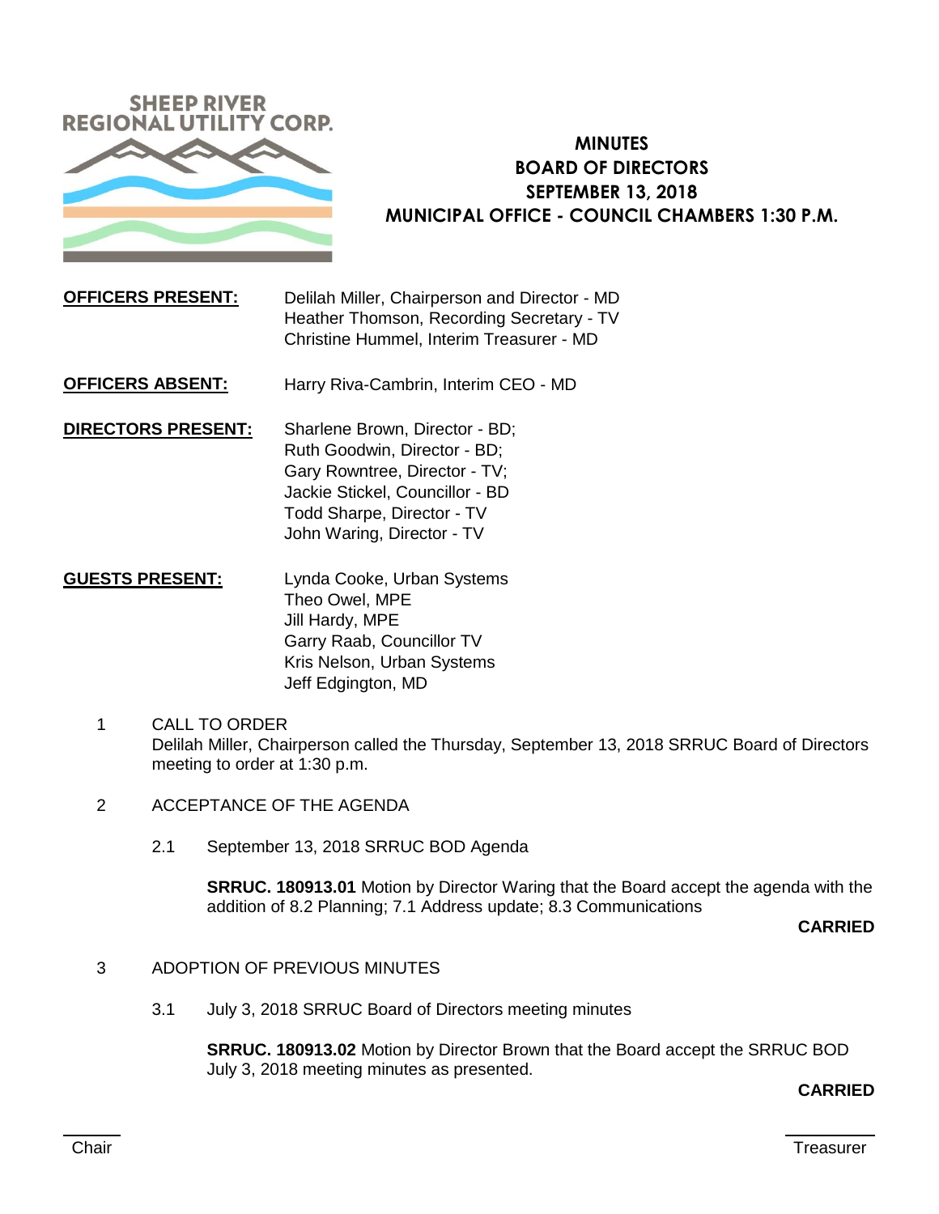SHEEP RIVER REGIONAL UTILITY CORP.

# MINUTES
## BOARD OF DIRECTORS
## SEPTEMBER 13, 2018
## MUNICIPAL OFFICE - COUNCIL CHAMBERS 1:30 P.M.

**OFFICERS PRESENT:**
Delilah Miller, Chairperson and Director - MD
Heather Thomson, Recording Secretary - TV
Christine Hummel, Interim Treasurer - MD

**OFFICERS ABSENT:**
Harry Riva-Cambrin, Interim CEO - MD

**DIRECTORS PRESENT:**
Sharlene Brown, Director - BD;
Ruth Goodwin, Director - BD;
Gary Rowntree, Director - TV;
Jackie Stickel, Councillor - BD
Todd Sharpe, Director - TV
John Waring, Director - TV

**GUESTS PRESENT:**
Lynda Cooke, Urban Systems
Theo Owel, MPE
Jill Hardy, MPE
Garry Raab, Councillor TV
Kris Nelson, Urban Systems
Jeff Edgington, MD

1 CALL TO ORDER

Delilah Miller, Chairperson called the Thursday, September 13, 2018 SRRUC Board of Directors meeting to order at 1:30 p.m.

2 ACCEPTANCE OF THE AGENDA

2.1 September 13, 2018 SRRUC BOD Agenda

**SRRUC. 180913.01** Motion by Director Waring that the Board accept the agenda with the addition of 8.2 Planning; 7.1 Address update; 8.3 Communications

**CARRIED**

3 ADOPTION OF PREVIOUS MINUTES

3.1 July 3, 2018 SRRUC Board of Directors meeting minutes

**SRRUC. 180913.02** Motion by Director Brown that the Board accept the SRRUC BOD July 3, 2018 meeting minutes as presented.

**CARRIED**

Chair　　　　Treasurer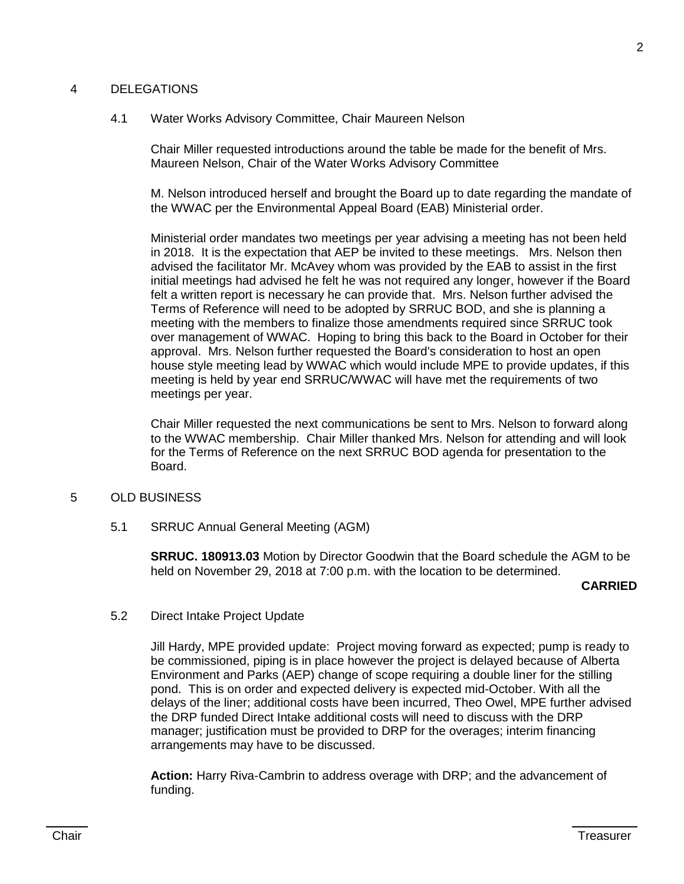## 4 DELEGATIONS

### 4.1 Water Works Advisory Committee, Chair Maureen Nelson

Chair Miller requested introductions around the table be made for the benefit of Mrs. Maureen Nelson, Chair of the Water Works Advisory Committee

M. Nelson introduced herself and brought the Board up to date regarding the mandate of the WWAC per the Environmental Appeal Board (EAB) Ministerial order.

Ministerial order mandates two meetings per year advising a meeting has not been held in 2018. It is the expectation that AEP be invited to these meetings. Mrs. Nelson then advised the facilitator Mr. McAvey whom was provided by the EAB to assist in the first initial meetings had advised he felt he was not required any longer, however if the Board felt a written report is necessary he can provide that. Mrs. Nelson further advised the Terms of Reference will need to be adopted by SRRUC BOD, and she is planning a meeting with the members to finalize those amendments required since SRRUC took over management of WWAC. Hoping to bring this back to the Board in October for their approval. Mrs. Nelson further requested the Board's consideration to host an open house style meeting lead by WWAC which would include MPE to provide updates, if this meeting is held by year end SRRUC/WWAC will have met the requirements of two meetings per year.

Chair Miller requested the next communications be sent to Mrs. Nelson to forward along to the WWAC membership. Chair Miller thanked Mrs. Nelson for attending and will look for the Terms of Reference on the next SRRUC BOD agenda for presentation to the Board.

## 5 OLD BUSINESS

### 5.1 SRRUC Annual General Meeting (AGM)

**SRRUC. 180913.03** Motion by Director Goodwin that the Board schedule the AGM to be held on November 29, 2018 at 7:00 p.m. with the location to be determined.

**CARRIED**

### 5.2 Direct Intake Project Update

Jill Hardy, MPE provided update: Project moving forward as expected; pump is ready to be commissioned, piping is in place however the project is delayed because of Alberta Environment and Parks (AEP) change of scope requiring a double liner for the stilling pond. This is on order and expected delivery is expected mid-October. With all the delays of the liner; additional costs have been incurred, Theo Owel, MPE further advised the DRP funded Direct Intake additional costs will need to discuss with the DRP manager; justification must be provided to DRP for the overages; interim financing arrangements may have to be discussed.

**Action:** Harry Riva-Cambrin to address overage with DRP; and the advancement of funding.

Chair Treasurer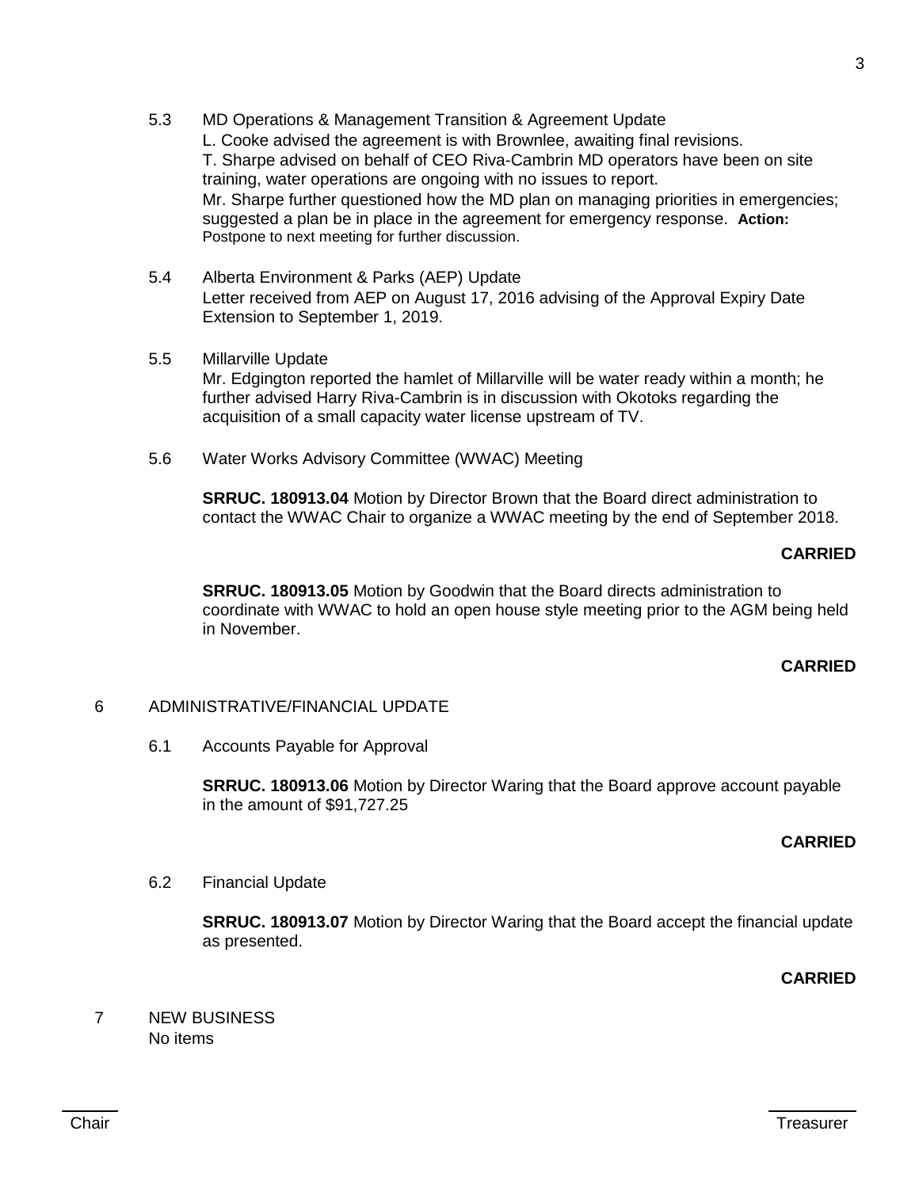5.3 MD Operations & Management Transition & Agreement Update

L. Cooke advised the agreement is with Brownlee, awaiting final revisions.
T. Sharpe advised on behalf of CEO Riva-Cambrin MD operators have been on site training, water operations are ongoing with no issues to report.
Mr. Sharpe further questioned how the MD plan on managing priorities in emergencies; suggested a plan be in place in the agreement for emergency response. **Action:** Postpone to next meeting for further discussion.

5.4 Alberta Environment & Parks (AEP) Update

Letter received from AEP on August 17, 2016 advising of the Approval Expiry Date Extension to September 1, 2019.

5.5 Millarville Update

Mr. Edgington reported the hamlet of Millarville will be water ready within a month; he further advised Harry Riva-Cambrin is in discussion with Okotoks regarding the acquisition of a small capacity water license upstream of TV.

5.6 Water Works Advisory Committee (WWAC) Meeting

**SRRUC. 180913.04** Motion by Director Brown that the Board direct administration to contact the WWAC Chair to organize a WWAC meeting by the end of September 2018.

**CARRIED**

**SRRUC. 180913.05** Motion by Goodwin that the Board directs administration to coordinate with WWAC to hold an open house style meeting prior to the AGM being held in November.

**CARRIED**

6 ADMINISTRATIVE/FINANCIAL UPDATE

6.1 Accounts Payable for Approval

**SRRUC. 180913.06** Motion by Director Waring that the Board approve account payable in the amount of $91,727.25

**CARRIED**

6.2 Financial Update

**SRRUC. 180913.07** Motion by Director Waring that the Board accept the financial update as presented.

**CARRIED**

7 NEW BUSINESS

No items

Chair Treasurer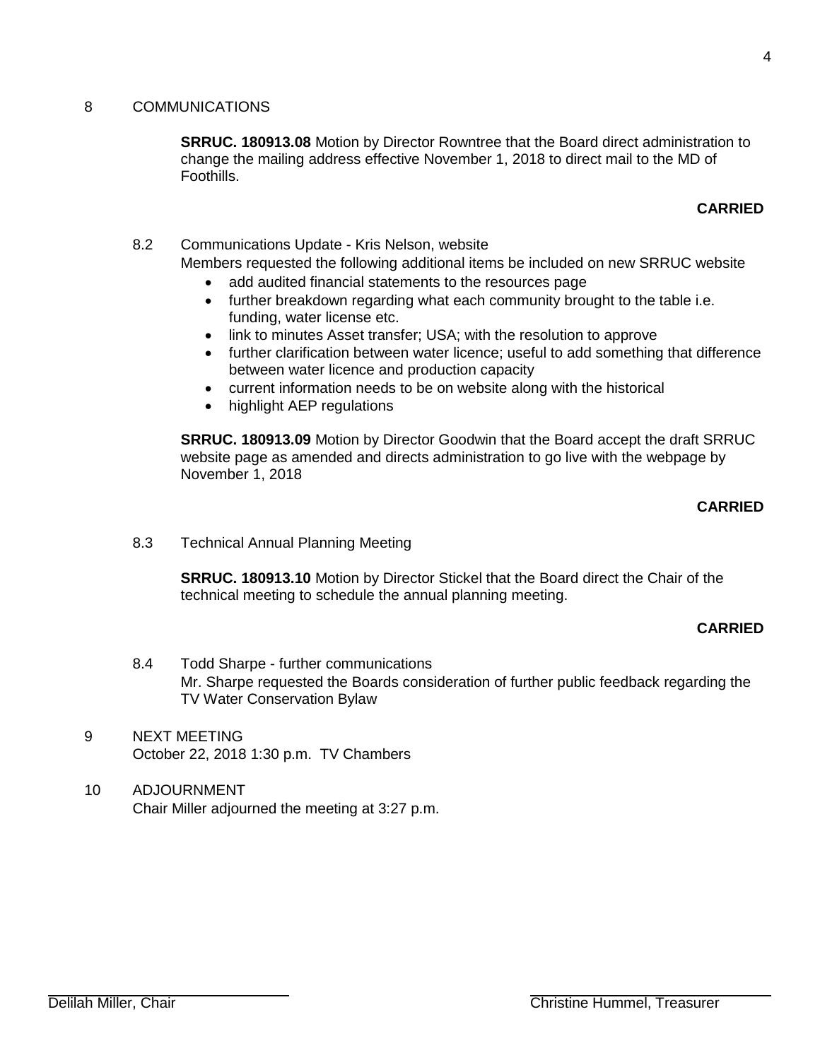8 COMMUNICATIONS

**SRRUC. 180913.08** Motion by Director Rowntree that the Board direct administration to change the mailing address effective November 1, 2018 to direct mail to the MD of Foothills.

**CARRIED**

8.2 Communications Update - Kris Nelson, website

Members requested the following additional items be included on new SRRUC website

- add audited financial statements to the resources page
- further breakdown regarding what each community brought to the table i.e. funding, water license etc.
- link to minutes Asset transfer; USA; with the resolution to approve
- further clarification between water licence; useful to add something that difference between water licence and production capacity
- current information needs to be on website along with the historical
- highlight AEP regulations

**SRRUC. 180913.09** Motion by Director Goodwin that the Board accept the draft SRRUC website page as amended and directs administration to go live with the webpage by November 1, 2018

**CARRIED**

8.3 Technical Annual Planning Meeting

**SRRUC. 180913.10** Motion by Director Stickel that the Board direct the Chair of the technical meeting to schedule the annual planning meeting.

**CARRIED**

8.4 Todd Sharpe - further communications

Mr. Sharpe requested the Boards consideration of further public feedback regarding the TV Water Conservation Bylaw

9 NEXT MEETING

October 22, 2018 1:30 p.m. TV Chambers

10 ADJOURNMENT

Chair Miller adjourned the meeting at 3:27 p.m.

Delilah Miller, Chair

Christine Hummel, Treasurer